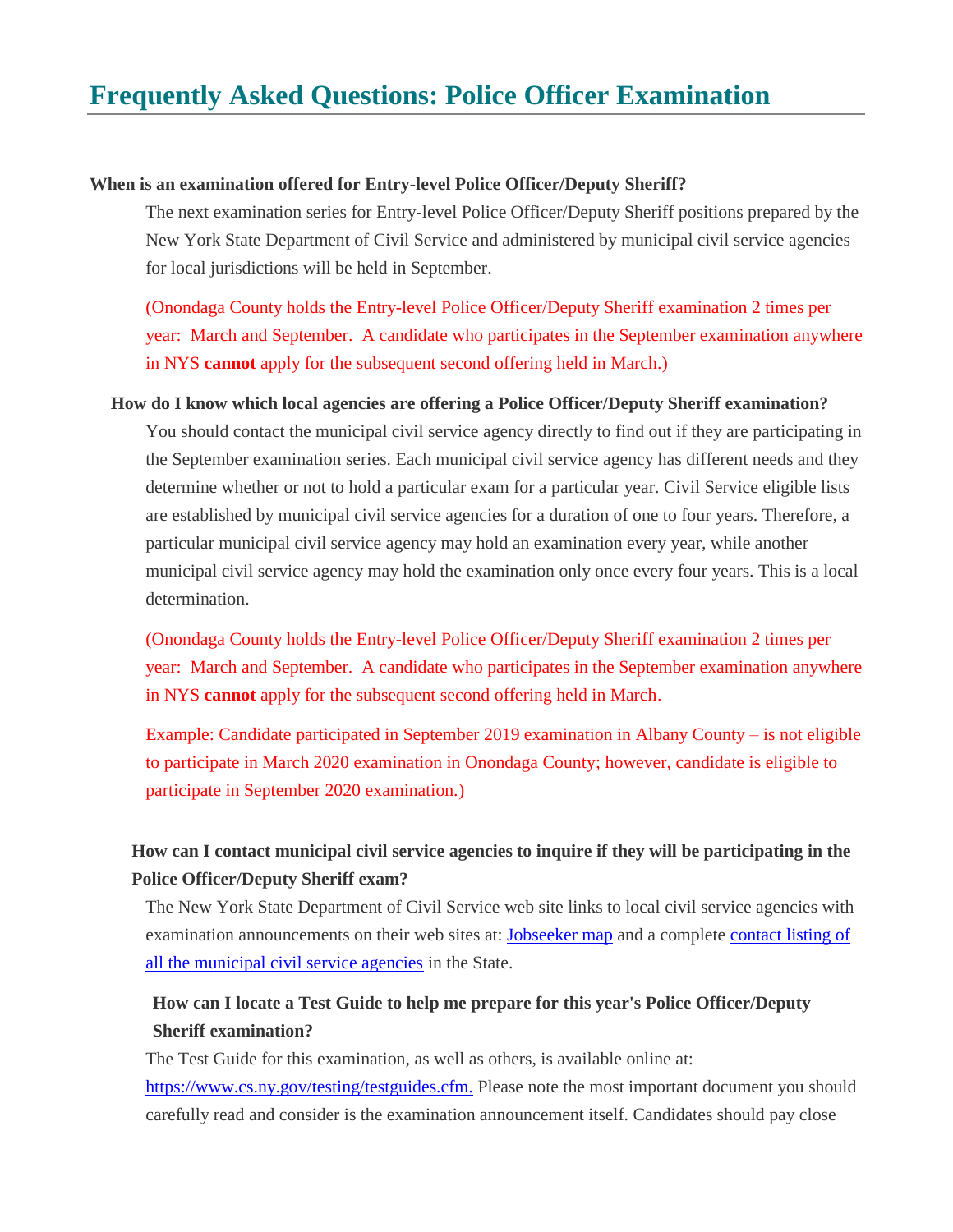# Frequently Asked Questions: Police Officer Examination

**When is an examination offered for Entry-level Police Officer/Deputy Sheriff?**

The next examination series for Entry-level Police Officer/Deputy Sheriff positions prepared by the New York State Department of Civil Service and administered by municipal civil service agencies for local jurisdictions will be held in September.

(Onondaga County holds the Entry-level Police Officer/Deputy Sheriff examination 2 times per year: March and September. A candidate who participates in the September examination anywhere in NYS **cannot** apply for the subsequent second offering held in March.)

**How do I know which local agencies are offering a Police Officer/Deputy Sheriff examination?**

You should contact the municipal civil service agency directly to find out if they are participating in the September examination series. Each municipal civil service agency has different needs and they determine whether or not to hold a particular exam for a particular year. Civil Service eligible lists are established by municipal civil service agencies for a duration of one to four years. Therefore, a particular municipal civil service agency may hold an examination every year, while another municipal civil service agency may hold the examination only once every four years. This is a local determination.

(Onondaga County holds the Entry-level Police Officer/Deputy Sheriff examination 2 times per year: March and September. A candidate who participates in the September examination anywhere in NYS **cannot** apply for the subsequent second offering held in March.

Example: Candidate participated in September 2019 examination in Albany County – is not eligible to participate in March 2020 examination in Onondaga County; however, candidate is eligible to participate in September 2020 examination.)

**How can I contact municipal civil service agencies to inquire if they will be participating in the Police Officer/Deputy Sheriff exam?**

The New York State Department of Civil Service web site links to local civil service agencies with examination announcements on their web sites at: Jobseeker map and a complete contact listing of all the municipal civil service agencies in the State.

**How can I locate a Test Guide to help me prepare for this year's Police Officer/Deputy Sheriff examination?**

The Test Guide for this examination, as well as others, is available online at: https://www.cs.ny.gov/testing/testguides.cfm. Please note the most important document you should carefully read and consider is the examination announcement itself. Candidates should pay close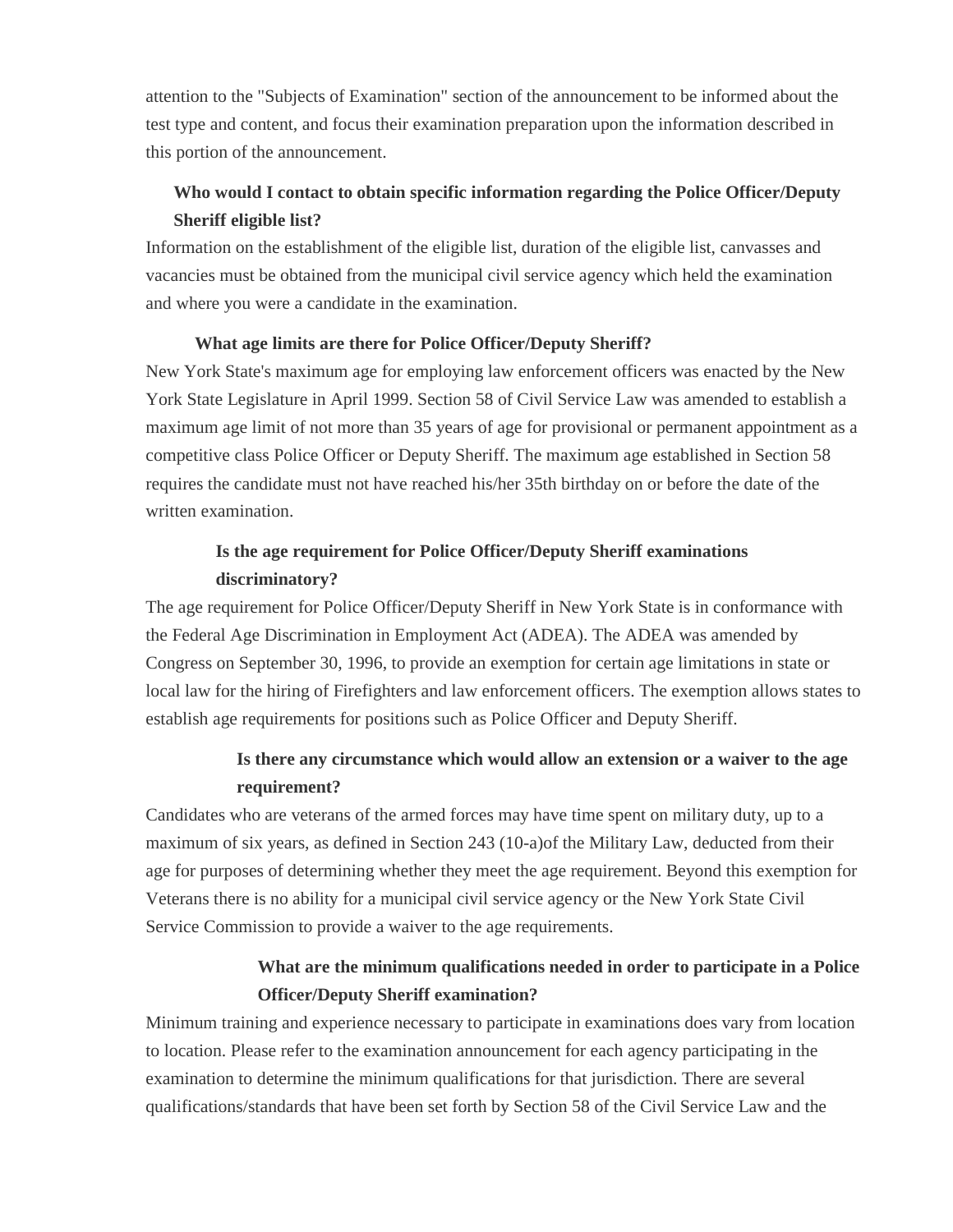attention to the "Subjects of Examination" section of the announcement to be informed about the test type and content, and focus their examination preparation upon the information described in this portion of the announcement.

**Who would I contact to obtain specific information regarding the Police Officer/Deputy Sheriff eligible list?**

Information on the establishment of the eligible list, duration of the eligible list, canvasses and vacancies must be obtained from the municipal civil service agency which held the examination and where you were a candidate in the examination.

**What age limits are there for Police Officer/Deputy Sheriff?**

New York State's maximum age for employing law enforcement officers was enacted by the New York State Legislature in April 1999. Section 58 of Civil Service Law was amended to establish a maximum age limit of not more than 35 years of age for provisional or permanent appointment as a competitive class Police Officer or Deputy Sheriff. The maximum age established in Section 58 requires the candidate must not have reached his/her 35th birthday on or before the date of the written examination.

**Is the age requirement for Police Officer/Deputy Sheriff examinations discriminatory?**

The age requirement for Police Officer/Deputy Sheriff in New York State is in conformance with the Federal Age Discrimination in Employment Act (ADEA). The ADEA was amended by Congress on September 30, 1996, to provide an exemption for certain age limitations in state or local law for the hiring of Firefighters and law enforcement officers. The exemption allows states to establish age requirements for positions such as Police Officer and Deputy Sheriff.

**Is there any circumstance which would allow an extension or a waiver to the age requirement?**

Candidates who are veterans of the armed forces may have time spent on military duty, up to a maximum of six years, as defined in Section 243 (10-a)of the Military Law, deducted from their age for purposes of determining whether they meet the age requirement. Beyond this exemption for Veterans there is no ability for a municipal civil service agency or the New York State Civil Service Commission to provide a waiver to the age requirements.

**What are the minimum qualifications needed in order to participate in a Police Officer/Deputy Sheriff examination?**

Minimum training and experience necessary to participate in examinations does vary from location to location. Please refer to the examination announcement for each agency participating in the examination to determine the minimum qualifications for that jurisdiction. There are several qualifications/standards that have been set forth by Section 58 of the Civil Service Law and the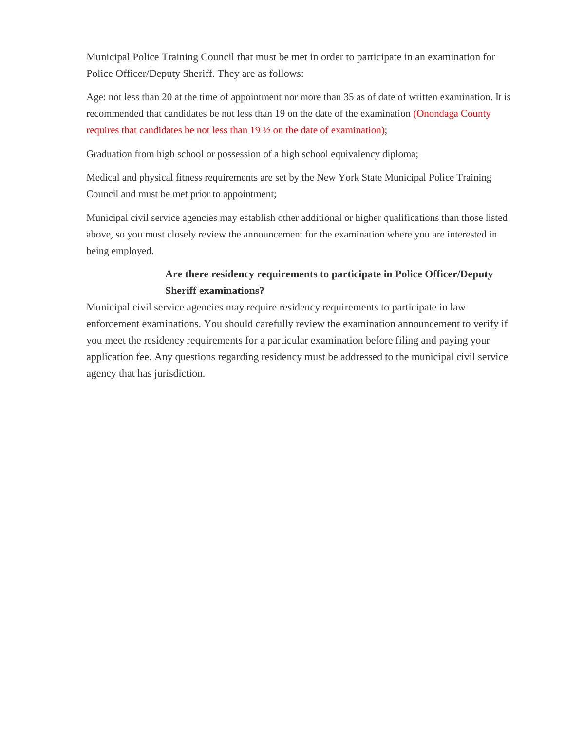Municipal Police Training Council that must be met in order to participate in an examination for Police Officer/Deputy Sheriff. They are as follows:

Age: not less than 20 at the time of appointment nor more than 35 as of date of written examination. It is recommended that candidates be not less than 19 on the date of the examination (Onondaga County requires that candidates be not less than 19 ½ on the date of examination);

Graduation from high school or possession of a high school equivalency diploma;

Medical and physical fitness requirements are set by the New York State Municipal Police Training Council and must be met prior to appointment;

Municipal civil service agencies may establish other additional or higher qualifications than those listed above, so you must closely review the announcement for the examination where you are interested in being employed.

**Are there residency requirements to participate in Police Officer/Deputy Sheriff examinations?**

Municipal civil service agencies may require residency requirements to participate in law enforcement examinations. You should carefully review the examination announcement to verify if you meet the residency requirements for a particular examination before filing and paying your application fee. Any questions regarding residency must be addressed to the municipal civil service agency that has jurisdiction.